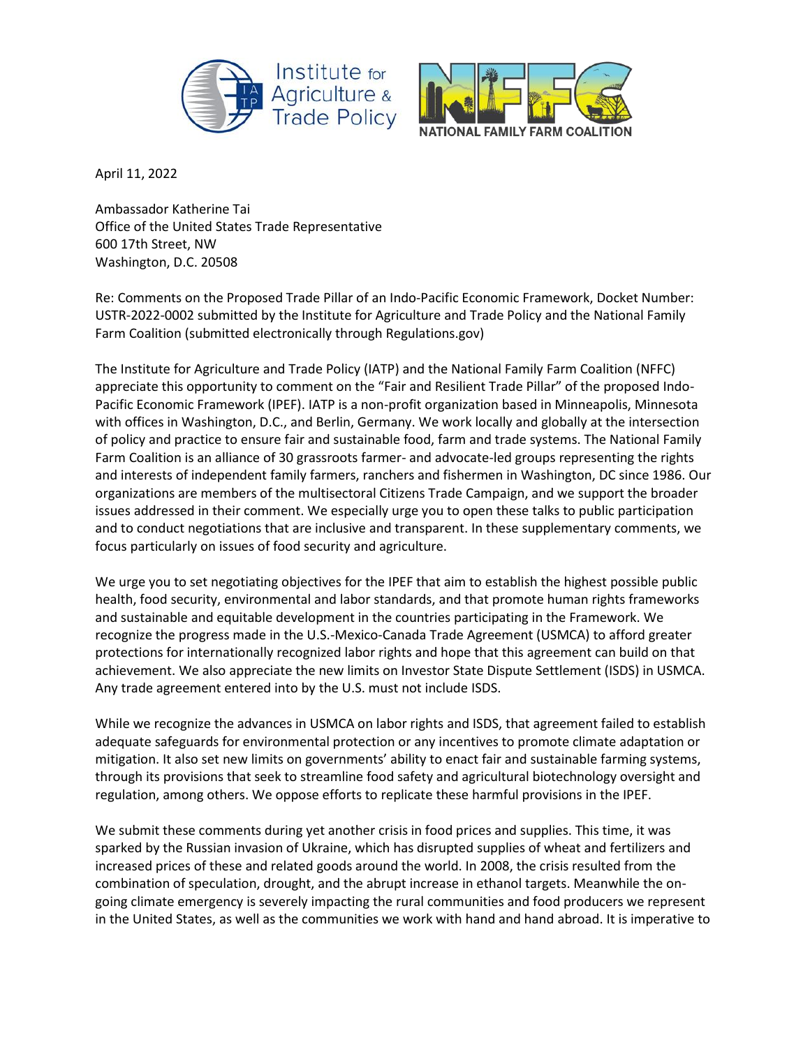April 11, 2022

Ambassador Katherine Tai
Office of the United States Trade Representative
600 17th Street, NW
Washington, D.C. 20508

Re: Comments on the Proposed Trade Pillar of an Indo-Pacific Economic Framework, Docket Number: USTR-2022-0002 submitted by the Institute for Agriculture and Trade Policy and the National Family Farm Coalition (submitted electronically through Regulations.gov)

The Institute for Agriculture and Trade Policy (IATP) and the National Family Farm Coalition (NFFC) appreciate this opportunity to comment on the "Fair and Resilient Trade Pillar" of the proposed Indo-Pacific Economic Framework (IPEF). IATP is a non-profit organization based in Minneapolis, Minnesota with offices in Washington, D.C., and Berlin, Germany. We work locally and globally at the intersection of policy and practice to ensure fair and sustainable food, farm and trade systems. The National Family Farm Coalition is an alliance of 30 grassroots farmer- and advocate-led groups representing the rights and interests of independent family farmers, ranchers and fishermen in Washington, DC since 1986. Our organizations are members of the multisectoral Citizens Trade Campaign, and we support the broader issues addressed in their comment. We especially urge you to open these talks to public participation and to conduct negotiations that are inclusive and transparent. In these supplementary comments, we focus particularly on issues of food security and agriculture.

We urge you to set negotiating objectives for the IPEF that aim to establish the highest possible public health, food security, environmental and labor standards, and that promote human rights frameworks and sustainable and equitable development in the countries participating in the Framework. We recognize the progress made in the U.S.-Mexico-Canada Trade Agreement (USMCA) to afford greater protections for internationally recognized labor rights and hope that this agreement can build on that achievement. We also appreciate the new limits on Investor State Dispute Settlement (ISDS) in USMCA. Any trade agreement entered into by the U.S. must not include ISDS.

While we recognize the advances in USMCA on labor rights and ISDS, that agreement failed to establish adequate safeguards for environmental protection or any incentives to promote climate adaptation or mitigation. It also set new limits on governments' ability to enact fair and sustainable farming systems, through its provisions that seek to streamline food safety and agricultural biotechnology oversight and regulation, among others. We oppose efforts to replicate these harmful provisions in the IPEF.

We submit these comments during yet another crisis in food prices and supplies. This time, it was sparked by the Russian invasion of Ukraine, which has disrupted supplies of wheat and fertilizers and increased prices of these and related goods around the world. In 2008, the crisis resulted from the combination of speculation, drought, and the abrupt increase in ethanol targets. Meanwhile the on-going climate emergency is severely impacting the rural communities and food producers we represent in the United States, as well as the communities we work with hand and hand abroad. It is imperative to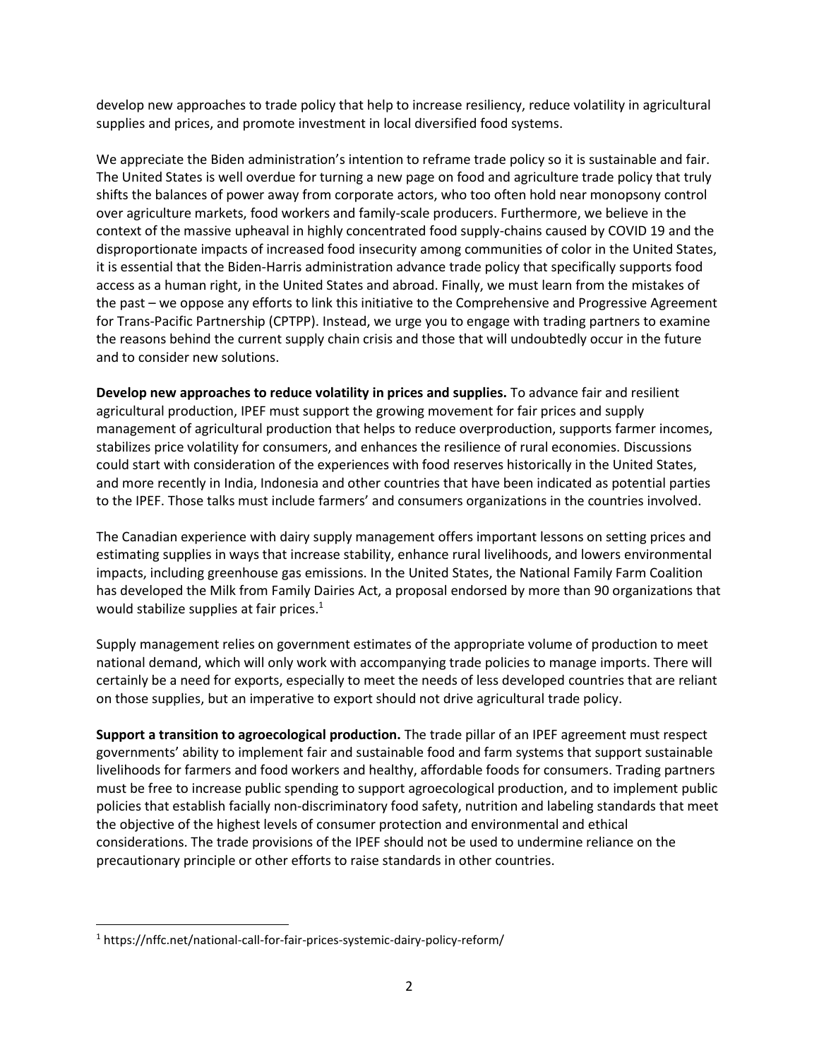develop new approaches to trade policy that help to increase resiliency, reduce volatility in agricultural supplies and prices, and promote investment in local diversified food systems.

We appreciate the Biden administration's intention to reframe trade policy so it is sustainable and fair. The United States is well overdue for turning a new page on food and agriculture trade policy that truly shifts the balances of power away from corporate actors, who too often hold near monopsony control over agriculture markets, food workers and family-scale producers. Furthermore, we believe in the context of the massive upheaval in highly concentrated food supply-chains caused by COVID 19 and the disproportionate impacts of increased food insecurity among communities of color in the United States, it is essential that the Biden-Harris administration advance trade policy that specifically supports food access as a human right, in the United States and abroad. Finally, we must learn from the mistakes of the past – we oppose any efforts to link this initiative to the Comprehensive and Progressive Agreement for Trans-Pacific Partnership (CPTPP). Instead, we urge you to engage with trading partners to examine the reasons behind the current supply chain crisis and those that will undoubtedly occur in the future and to consider new solutions.

**Develop new approaches to reduce volatility in prices and supplies.** To advance fair and resilient agricultural production, IPEF must support the growing movement for fair prices and supply management of agricultural production that helps to reduce overproduction, supports farmer incomes, stabilizes price volatility for consumers, and enhances the resilience of rural economies. Discussions could start with consideration of the experiences with food reserves historically in the United States, and more recently in India, Indonesia and other countries that have been indicated as potential parties to the IPEF. Those talks must include farmers' and consumers organizations in the countries involved.

The Canadian experience with dairy supply management offers important lessons on setting prices and estimating supplies in ways that increase stability, enhance rural livelihoods, and lowers environmental impacts, including greenhouse gas emissions. In the United States, the National Family Farm Coalition has developed the Milk from Family Dairies Act, a proposal endorsed by more than 90 organizations that would stabilize supplies at fair prices.[1]

Supply management relies on government estimates of the appropriate volume of production to meet national demand, which will only work with accompanying trade policies to manage imports. There will certainly be a need for exports, especially to meet the needs of less developed countries that are reliant on those supplies, but an imperative to export should not drive agricultural trade policy.

**Support a transition to agroecological production.** The trade pillar of an IPEF agreement must respect governments' ability to implement fair and sustainable food and farm systems that support sustainable livelihoods for farmers and food workers and healthy, affordable foods for consumers. Trading partners must be free to increase public spending to support agroecological production, and to implement public policies that establish facially non-discriminatory food safety, nutrition and labeling standards that meet the objective of the highest levels of consumer protection and environmental and ethical considerations. The trade provisions of the IPEF should not be used to undermine reliance on the precautionary principle or other efforts to raise standards in other countries.

---

[1] https://nffc.net/national-call-for-fair-prices-systemic-dairy-policy-reform/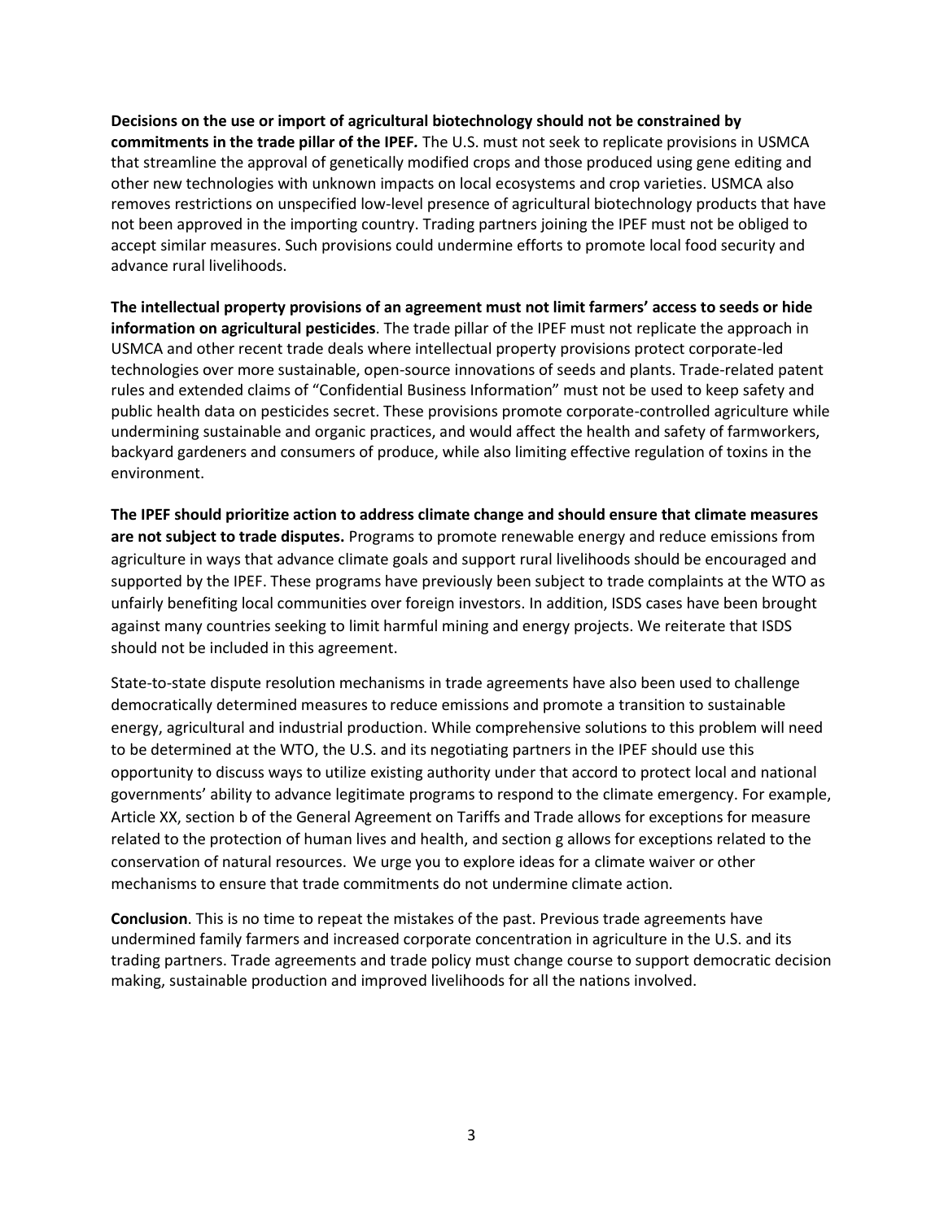**Decisions on the use or import of agricultural biotechnology should not be constrained by commitments in the trade pillar of the IPEF***.* The U.S. must not seek to replicate provisions in USMCA that streamline the approval of genetically modified crops and those produced using gene editing and other new technologies with unknown impacts on local ecosystems and crop varieties. USMCA also removes restrictions on unspecified low-level presence of agricultural biotechnology products that have not been approved in the importing country. Trading partners joining the IPEF must not be obliged to accept similar measures. Such provisions could undermine efforts to promote local food security and advance rural livelihoods.

**The intellectual property provisions of an agreement must not limit farmers' access to seeds or hide information on agricultural pesticides**. The trade pillar of the IPEF must not replicate the approach in USMCA and other recent trade deals where intellectual property provisions protect corporate-led technologies over more sustainable, open-source innovations of seeds and plants. Trade-related patent rules and extended claims of "Confidential Business Information" must not be used to keep safety and public health data on pesticides secret. These provisions promote corporate-controlled agriculture while undermining sustainable and organic practices, and would affect the health and safety of farmworkers, backyard gardeners and consumers of produce, while also limiting effective regulation of toxins in the environment.

**The IPEF should prioritize action to address climate change and should ensure that climate measures are not subject to trade disputes.** Programs to promote renewable energy and reduce emissions from agriculture in ways that advance climate goals and support rural livelihoods should be encouraged and supported by the IPEF. These programs have previously been subject to trade complaints at the WTO as unfairly benefiting local communities over foreign investors. In addition, ISDS cases have been brought against many countries seeking to limit harmful mining and energy projects. We reiterate that ISDS should not be included in this agreement.

State-to-state dispute resolution mechanisms in trade agreements have also been used to challenge democratically determined measures to reduce emissions and promote a transition to sustainable energy, agricultural and industrial production. While comprehensive solutions to this problem will need to be determined at the WTO, the U.S. and its negotiating partners in the IPEF should use this opportunity to discuss ways to utilize existing authority under that accord to protect local and national governments' ability to advance legitimate programs to respond to the climate emergency. For example, Article XX, section b of the General Agreement on Tariffs and Trade allows for exceptions for measure related to the protection of human lives and health, and section g allows for exceptions related to the conservation of natural resources. We urge you to explore ideas for a climate waiver or other mechanisms to ensure that trade commitments do not undermine climate action.

**Conclusion**. This is no time to repeat the mistakes of the past. Previous trade agreements have undermined family farmers and increased corporate concentration in agriculture in the U.S. and its trading partners. Trade agreements and trade policy must change course to support democratic decision making, sustainable production and improved livelihoods for all the nations involved.